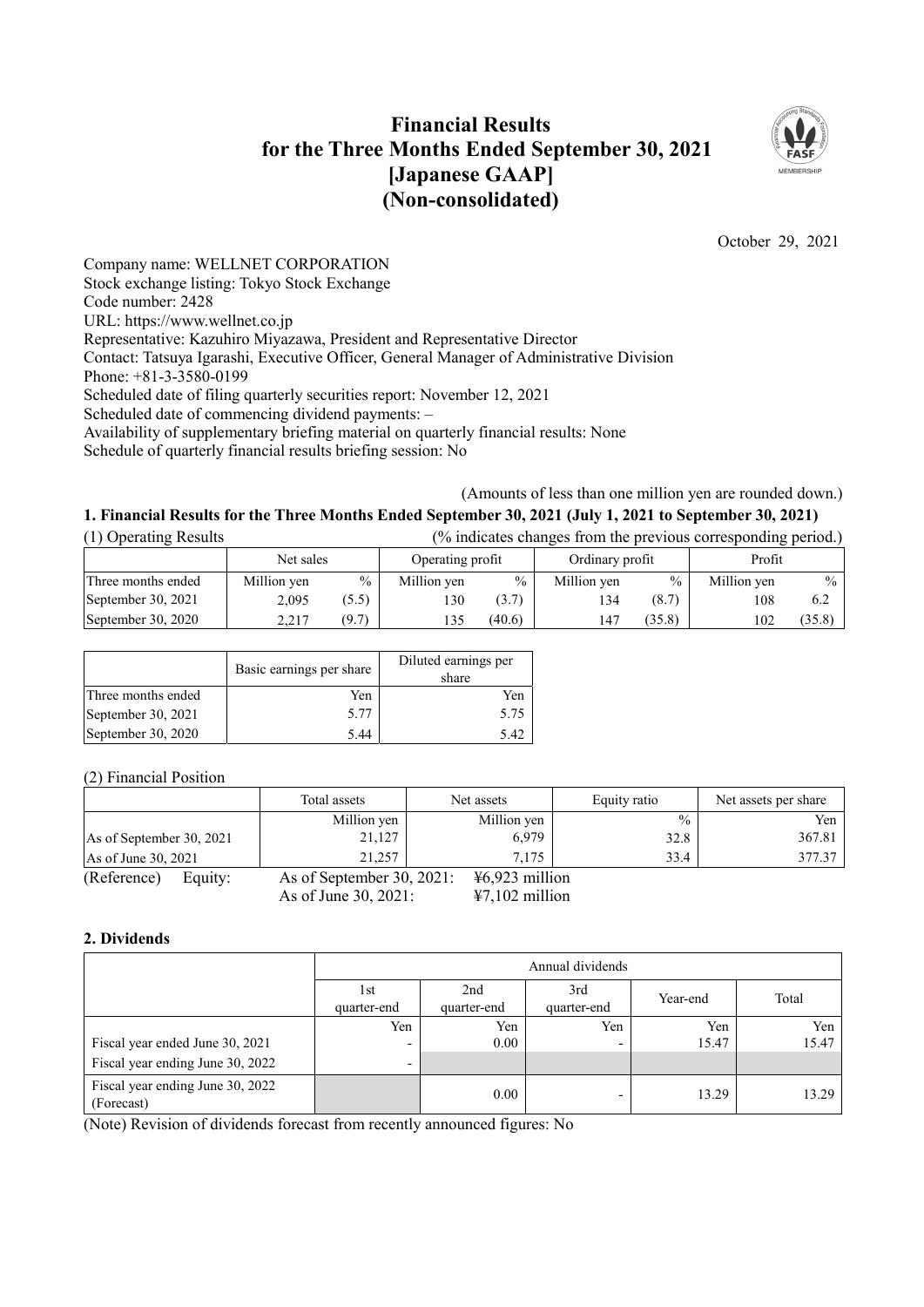# Financial Results for the Three Months Ended September 30, 2021 [Japanese GAAP] (Non-consolidated)

October 29, 2021

Company name: WELLNET CORPORATION
Stock exchange listing: Tokyo Stock Exchange
Code number: 2428
URL: https://www.wellnet.co.jp
Representative: Kazuhiro Miyazawa, President and Representative Director
Contact: Tatsuya Igarashi, Executive Officer, General Manager of Administrative Division
Phone: +81-3-3580-0199
Scheduled date of filing quarterly securities report: November 12, 2021
Scheduled date of commencing dividend payments: –
Availability of supplementary briefing material on quarterly financial results: None
Schedule of quarterly financial results briefing session: No

(Amounts of less than one million yen are rounded down.)

## 1. Financial Results for the Three Months Ended September 30, 2021 (July 1, 2021 to September 30, 2021)

(1) Operating Results (% indicates changes from the previous corresponding period.)

| | Net sales | | Operating profit | | Ordinary profit | | Profit | |
|---|---|---|---|---|---|---|---|---|
| Three months ended | Million yen | % | Million yen | % | Million yen | % | Million yen | % |
| September 30, 2021 | 2,095 | (5.5) | 130 | (3.7) | 134 | (8.7) | 108 | 6.2 |
| September 30, 2020 | 2,217 | (9.7) | 135 | (40.6) | 147 | (35.8) | 102 | (35.8) |

| | Basic earnings per share | Diluted earnings per share |
|---|---|---|
| Three months ended | Yen | Yen |
| September 30, 2021 | 5.77 | 5.75 |
| September 30, 2020 | 5.44 | 5.42 |

(2) Financial Position

| | Total assets | Net assets | Equity ratio | Net assets per share |
|---|---|---|---|---|
| | Million yen | Million yen | % | Yen |
| As of September 30, 2021 | 21,127 | 6,979 | 32.8 | 367.81 |
| As of June 30, 2021 | 21,257 | 7,175 | 33.4 | 377.37 |

(Reference) Equity: As of September 30, 2021: ¥6,923 million
As of June 30, 2021: ¥7,102 million

## 2. Dividends

| | Annual dividends | | | | |
|---|---|---|---|---|---|
| | 1st quarter-end | 2nd quarter-end | 3rd quarter-end | Year-end | Total |
| | Yen | Yen | Yen | Yen | Yen |
| Fiscal year ended June 30, 2021 | - | 0.00 | - | 15.47 | 15.47 |
| Fiscal year ending June 30, 2022 | - | | | | |
| Fiscal year ending June 30, 2022 (Forecast) | | 0.00 | - | 13.29 | 13.29 |

(Note) Revision of dividends forecast from recently announced figures: No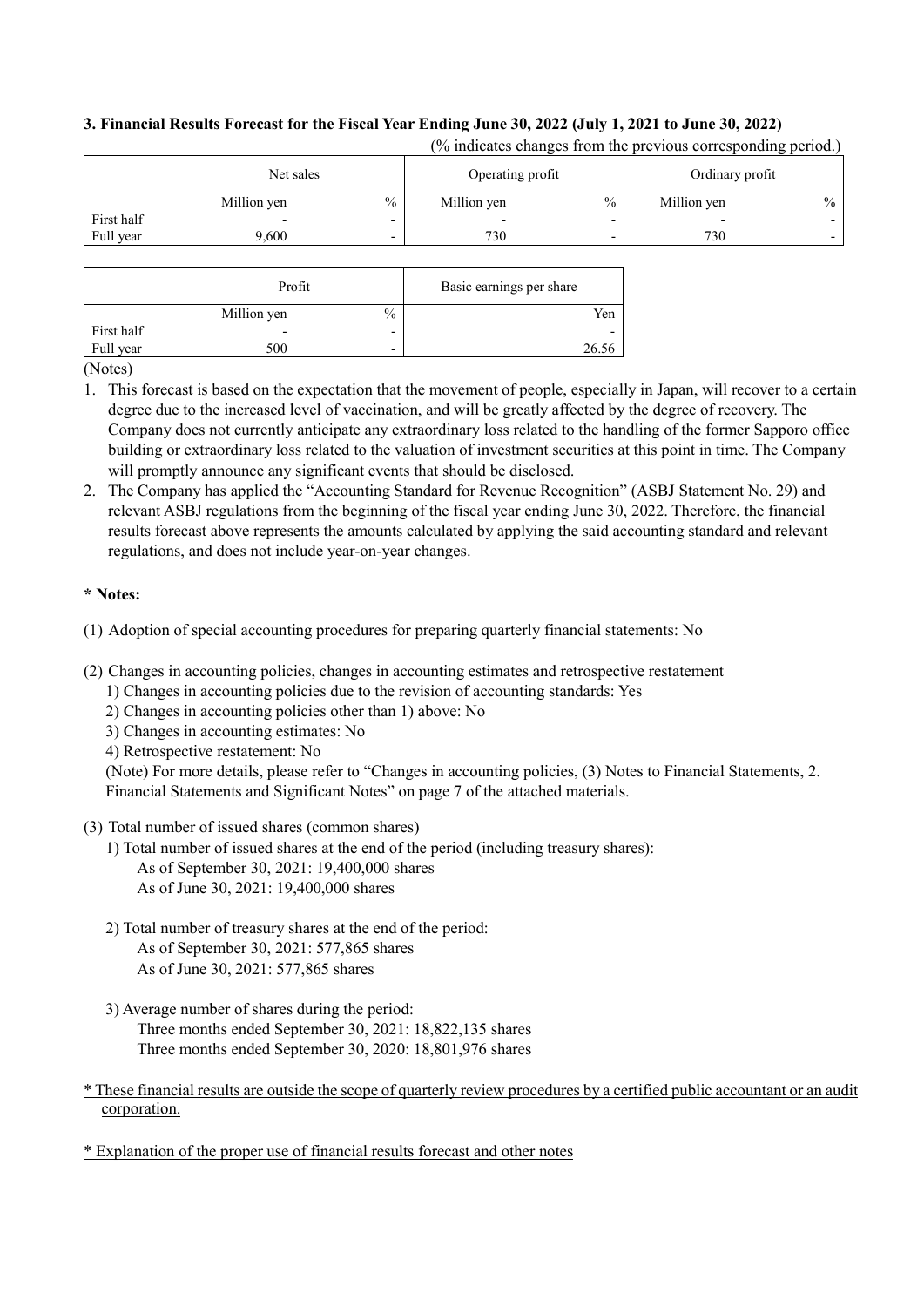### 3. Financial Results Forecast for the Fiscal Year Ending June 30, 2022 (July 1, 2021 to June 30, 2022)

(% indicates changes from the previous corresponding period.)

| | Net sales | | Operating profit | | Ordinary profit | |
|---|---|---|---|---|---|---|
| | Million yen | % | Million yen | % | Million yen | % |
| First half | - | - | - | - | - | - |
| Full year | 9,600 | - | 730 | - | 730 | - |

| | Profit | | Basic earnings per share |
|---|---|---|---|
| | Million yen | % | Yen |
| First half | - | - | - |
| Full year | 500 | - | 26.56 |

(Notes)

1. This forecast is based on the expectation that the movement of people, especially in Japan, will recover to a certain degree due to the increased level of vaccination, and will be greatly affected by the degree of recovery. The Company does not currently anticipate any extraordinary loss related to the handling of the former Sapporo office building or extraordinary loss related to the valuation of investment securities at this point in time. The Company will promptly announce any significant events that should be disclosed.
2. The Company has applied the "Accounting Standard for Revenue Recognition" (ASBJ Statement No. 29) and relevant ASBJ regulations from the beginning of the fiscal year ending June 30, 2022. Therefore, the financial results forecast above represents the amounts calculated by applying the said accounting standard and relevant regulations, and does not include year-on-year changes.

**\* Notes:**

(1) Adoption of special accounting procedures for preparing quarterly financial statements: No

(2) Changes in accounting policies, changes in accounting estimates and retrospective restatement

1) Changes in accounting policies due to the revision of accounting standards: Yes
2) Changes in accounting policies other than 1) above: No
3) Changes in accounting estimates: No
4) Retrospective restatement: No

(Note) For more details, please refer to "Changes in accounting policies, (3) Notes to Financial Statements, 2. Financial Statements and Significant Notes" on page 7 of the attached materials.

(3) Total number of issued shares (common shares)

1) Total number of issued shares at the end of the period (including treasury shares):
   As of September 30, 2021: 19,400,000 shares
   As of June 30, 2021: 19,400,000 shares

2) Total number of treasury shares at the end of the period:
   As of September 30, 2021: 577,865 shares
   As of June 30, 2021: 577,865 shares

3) Average number of shares during the period:
   Three months ended September 30, 2021: 18,822,135 shares
   Three months ended September 30, 2020: 18,801,976 shares

\* These financial results are outside the scope of quarterly review procedures by a certified public accountant or an audit corporation.

\* Explanation of the proper use of financial results forecast and other notes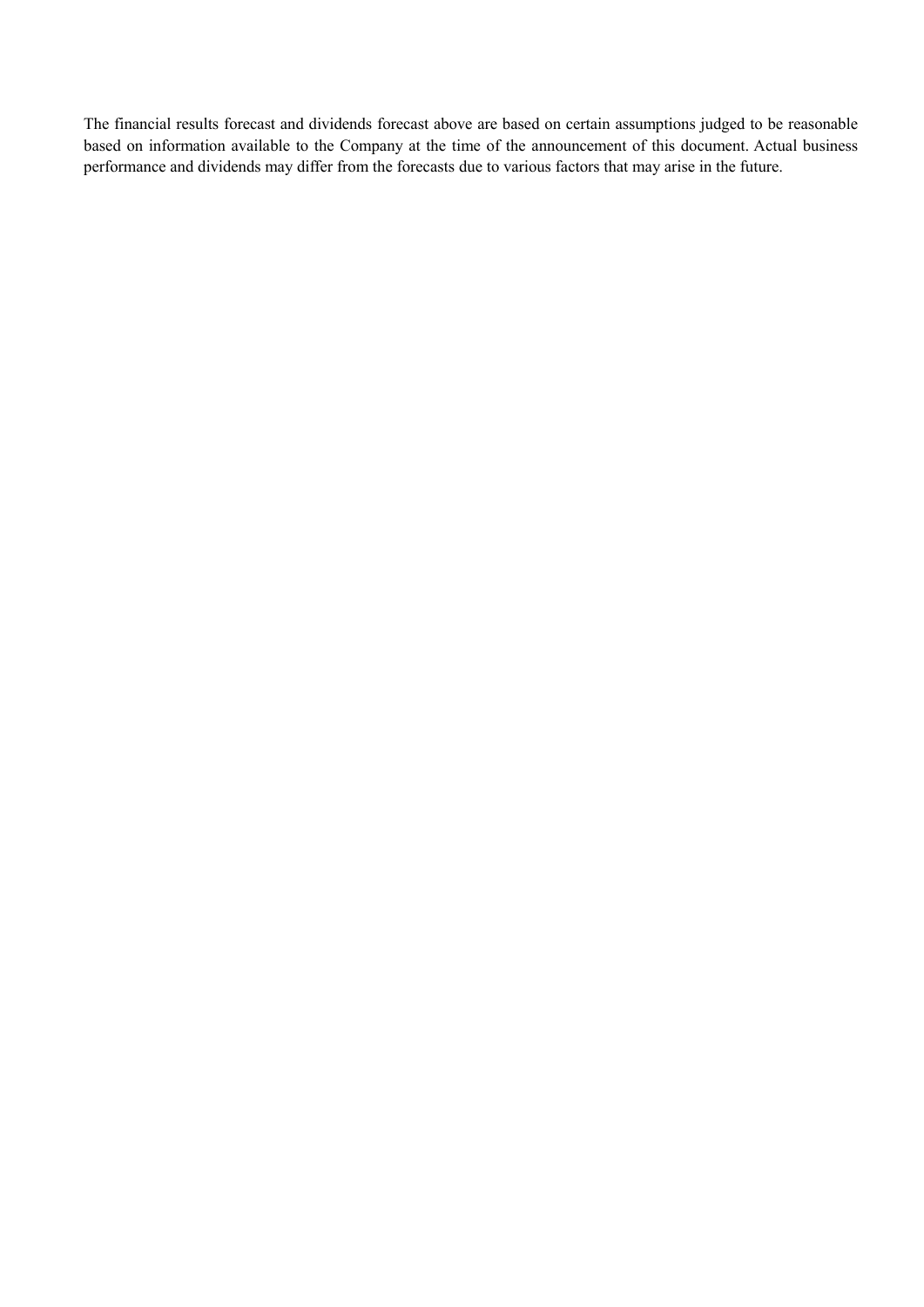The financial results forecast and dividends forecast above are based on certain assumptions judged to be reasonable based on information available to the Company at the time of the announcement of this document. Actual business performance and dividends may differ from the forecasts due to various factors that may arise in the future.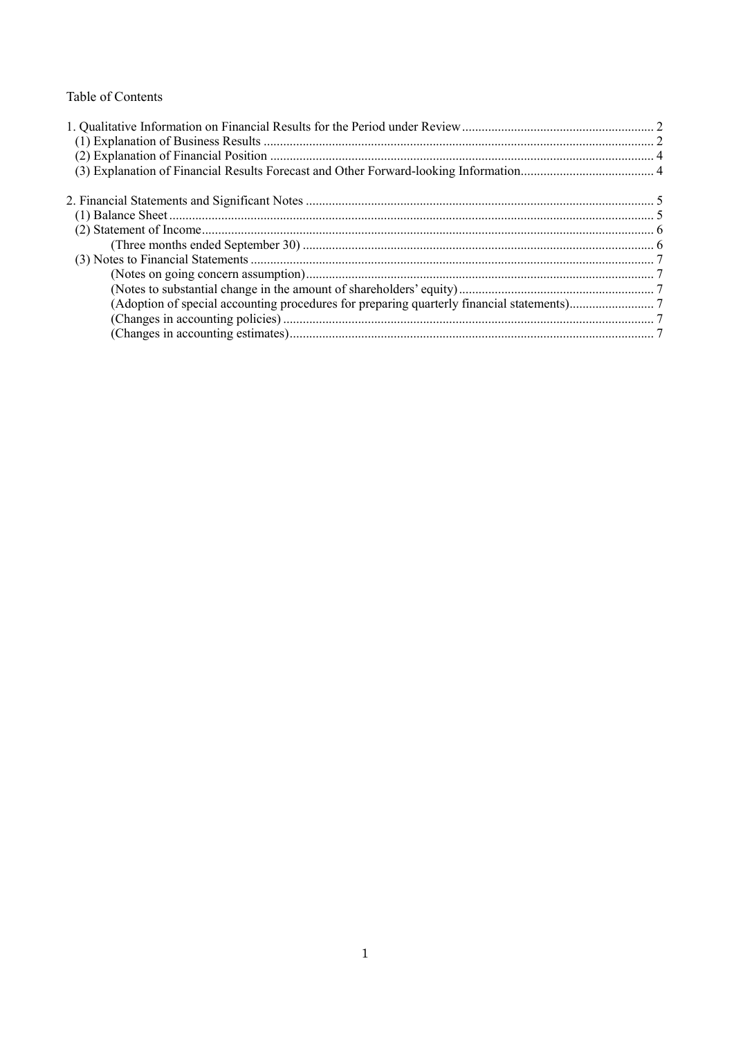Table of Contents

1. Qualitative Information on Financial Results for the Period under Review .......... 2
   (1) Explanation of Business Results .......... 2
   (2) Explanation of Financial Position .......... 4
   (3) Explanation of Financial Results Forecast and Other Forward-looking Information .......... 4

2. Financial Statements and Significant Notes .......... 5
   (1) Balance Sheet .......... 5
   (2) Statement of Income .......... 6
      (Three months ended September 30) .......... 6
   (3) Notes to Financial Statements .......... 7
      (Notes on going concern assumption) .......... 7
      (Notes to substantial change in the amount of shareholders' equity) .......... 7
      (Adoption of special accounting procedures for preparing quarterly financial statements) .......... 7
      (Changes in accounting policies) .......... 7
      (Changes in accounting estimates) .......... 7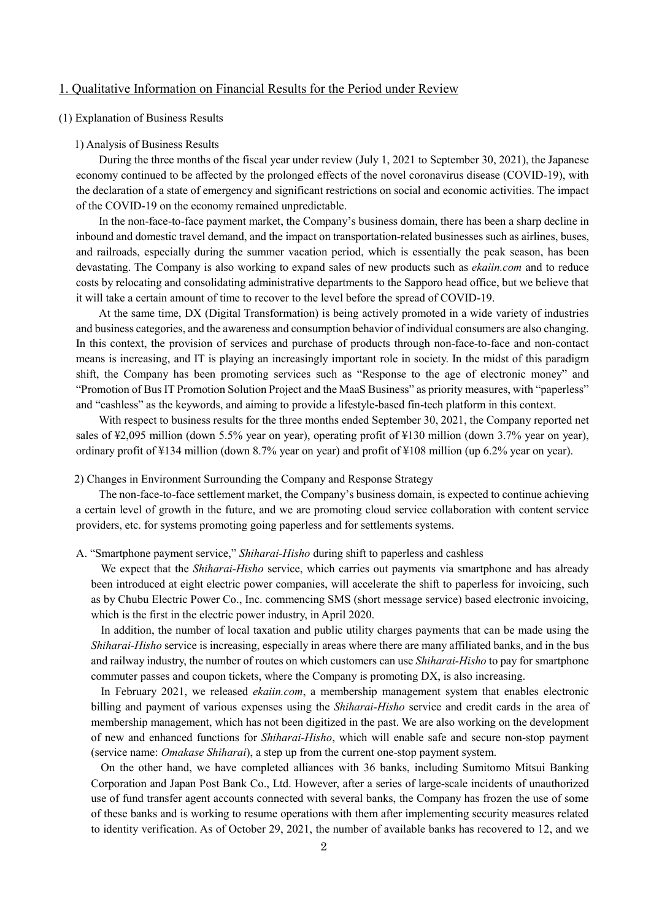## 1. Qualitative Information on Financial Results for the Period under Review

### (1) Explanation of Business Results

#### 1) Analysis of Business Results

During the three months of the fiscal year under review (July 1, 2021 to September 30, 2021), the Japanese economy continued to be affected by the prolonged effects of the novel coronavirus disease (COVID-19), with the declaration of a state of emergency and significant restrictions on social and economic activities. The impact of the COVID-19 on the economy remained unpredictable.

In the non-face-to-face payment market, the Company's business domain, there has been a sharp decline in inbound and domestic travel demand, and the impact on transportation-related businesses such as airlines, buses, and railroads, especially during the summer vacation period, which is essentially the peak season, has been devastating. The Company is also working to expand sales of new products such as *ekaiin.com* and to reduce costs by relocating and consolidating administrative departments to the Sapporo head office, but we believe that it will take a certain amount of time to recover to the level before the spread of COVID-19.

At the same time, DX (Digital Transformation) is being actively promoted in a wide variety of industries and business categories, and the awareness and consumption behavior of individual consumers are also changing. In this context, the provision of services and purchase of products through non-face-to-face and non-contact means is increasing, and IT is playing an increasingly important role in society. In the midst of this paradigm shift, the Company has been promoting services such as "Response to the age of electronic money" and "Promotion of Bus IT Promotion Solution Project and the MaaS Business" as priority measures, with "paperless" and "cashless" as the keywords, and aiming to provide a lifestyle-based fin-tech platform in this context.

With respect to business results for the three months ended September 30, 2021, the Company reported net sales of ¥2,095 million (down 5.5% year on year), operating profit of ¥130 million (down 3.7% year on year), ordinary profit of ¥134 million (down 8.7% year on year) and profit of ¥108 million (up 6.2% year on year).

#### 2) Changes in Environment Surrounding the Company and Response Strategy

The non-face-to-face settlement market, the Company's business domain, is expected to continue achieving a certain level of growth in the future, and we are promoting cloud service collaboration with content service providers, etc. for systems promoting going paperless and for settlements systems.

A. "Smartphone payment service," *Shiharai-Hisho* during shift to paperless and cashless

We expect that the *Shiharai-Hisho* service, which carries out payments via smartphone and has already been introduced at eight electric power companies, will accelerate the shift to paperless for invoicing, such as by Chubu Electric Power Co., Inc. commencing SMS (short message service) based electronic invoicing, which is the first in the electric power industry, in April 2020.

In addition, the number of local taxation and public utility charges payments that can be made using the *Shiharai-Hisho* service is increasing, especially in areas where there are many affiliated banks, and in the bus and railway industry, the number of routes on which customers can use *Shiharai-Hisho* to pay for smartphone commuter passes and coupon tickets, where the Company is promoting DX, is also increasing.

In February 2021, we released *ekaiin.com*, a membership management system that enables electronic billing and payment of various expenses using the *Shiharai-Hisho* service and credit cards in the area of membership management, which has not been digitized in the past. We are also working on the development of new and enhanced functions for *Shiharai-Hisho*, which will enable safe and secure non-stop payment (service name: *Omakase Shiharai*), a step up from the current one-stop payment system.

On the other hand, we have completed alliances with 36 banks, including Sumitomo Mitsui Banking Corporation and Japan Post Bank Co., Ltd. However, after a series of large-scale incidents of unauthorized use of fund transfer agent accounts connected with several banks, the Company has frozen the use of some of these banks and is working to resume operations with them after implementing security measures related to identity verification. As of October 29, 2021, the number of available banks has recovered to 12, and we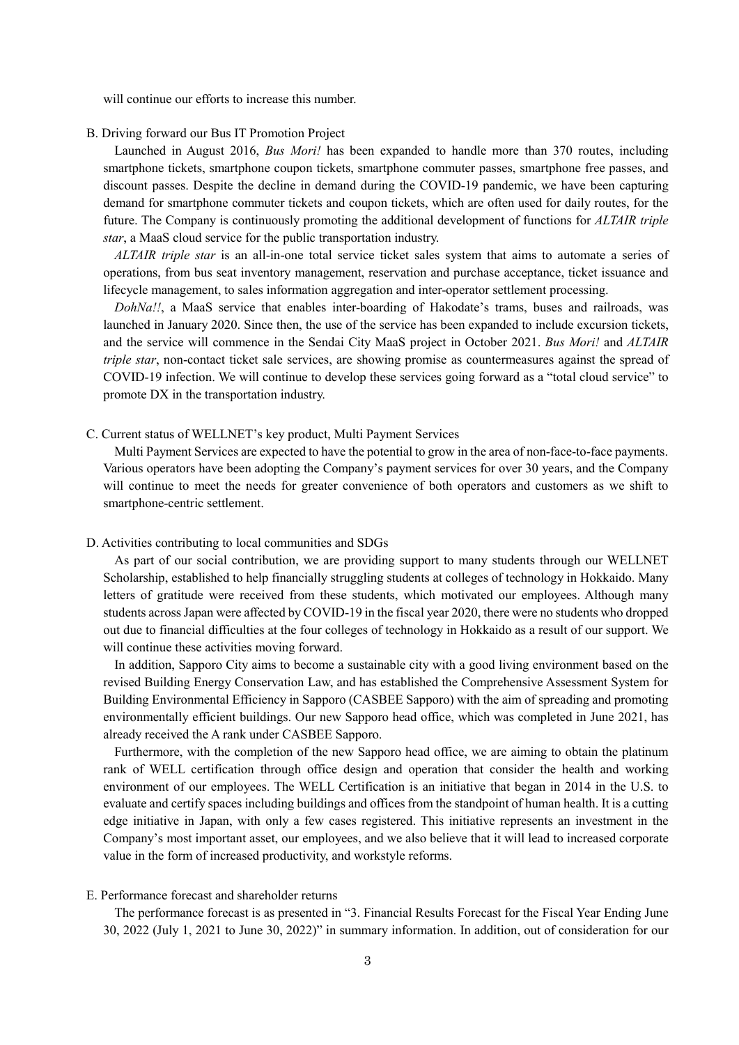will continue our efforts to increase this number.

B. Driving forward our Bus IT Promotion Project

Launched in August 2016, *Bus Mori!* has been expanded to handle more than 370 routes, including smartphone tickets, smartphone coupon tickets, smartphone commuter passes, smartphone free passes, and discount passes. Despite the decline in demand during the COVID-19 pandemic, we have been capturing demand for smartphone commuter tickets and coupon tickets, which are often used for daily routes, for the future. The Company is continuously promoting the additional development of functions for *ALTAIR triple star*, a MaaS cloud service for the public transportation industry.

*ALTAIR triple star* is an all-in-one total service ticket sales system that aims to automate a series of operations, from bus seat inventory management, reservation and purchase acceptance, ticket issuance and lifecycle management, to sales information aggregation and inter-operator settlement processing.

*DohNa!!*, a MaaS service that enables inter-boarding of Hakodate's trams, buses and railroads, was launched in January 2020. Since then, the use of the service has been expanded to include excursion tickets, and the service will commence in the Sendai City MaaS project in October 2021. *Bus Mori!* and *ALTAIR triple star*, non-contact ticket sale services, are showing promise as countermeasures against the spread of COVID-19 infection. We will continue to develop these services going forward as a "total cloud service" to promote DX in the transportation industry.

C. Current status of WELLNET's key product, Multi Payment Services

Multi Payment Services are expected to have the potential to grow in the area of non-face-to-face payments. Various operators have been adopting the Company's payment services for over 30 years, and the Company will continue to meet the needs for greater convenience of both operators and customers as we shift to smartphone-centric settlement.

D. Activities contributing to local communities and SDGs

As part of our social contribution, we are providing support to many students through our WELLNET Scholarship, established to help financially struggling students at colleges of technology in Hokkaido. Many letters of gratitude were received from these students, which motivated our employees. Although many students across Japan were affected by COVID-19 in the fiscal year 2020, there were no students who dropped out due to financial difficulties at the four colleges of technology in Hokkaido as a result of our support. We will continue these activities moving forward.

In addition, Sapporo City aims to become a sustainable city with a good living environment based on the revised Building Energy Conservation Law, and has established the Comprehensive Assessment System for Building Environmental Efficiency in Sapporo (CASBEE Sapporo) with the aim of spreading and promoting environmentally efficient buildings. Our new Sapporo head office, which was completed in June 2021, has already received the A rank under CASBEE Sapporo.

Furthermore, with the completion of the new Sapporo head office, we are aiming to obtain the platinum rank of WELL certification through office design and operation that consider the health and working environment of our employees. The WELL Certification is an initiative that began in 2014 in the U.S. to evaluate and certify spaces including buildings and offices from the standpoint of human health. It is a cutting edge initiative in Japan, with only a few cases registered. This initiative represents an investment in the Company's most important asset, our employees, and we also believe that it will lead to increased corporate value in the form of increased productivity, and workstyle reforms.

E. Performance forecast and shareholder returns

The performance forecast is as presented in "3. Financial Results Forecast for the Fiscal Year Ending June 30, 2022 (July 1, 2021 to June 30, 2022)" in summary information. In addition, out of consideration for our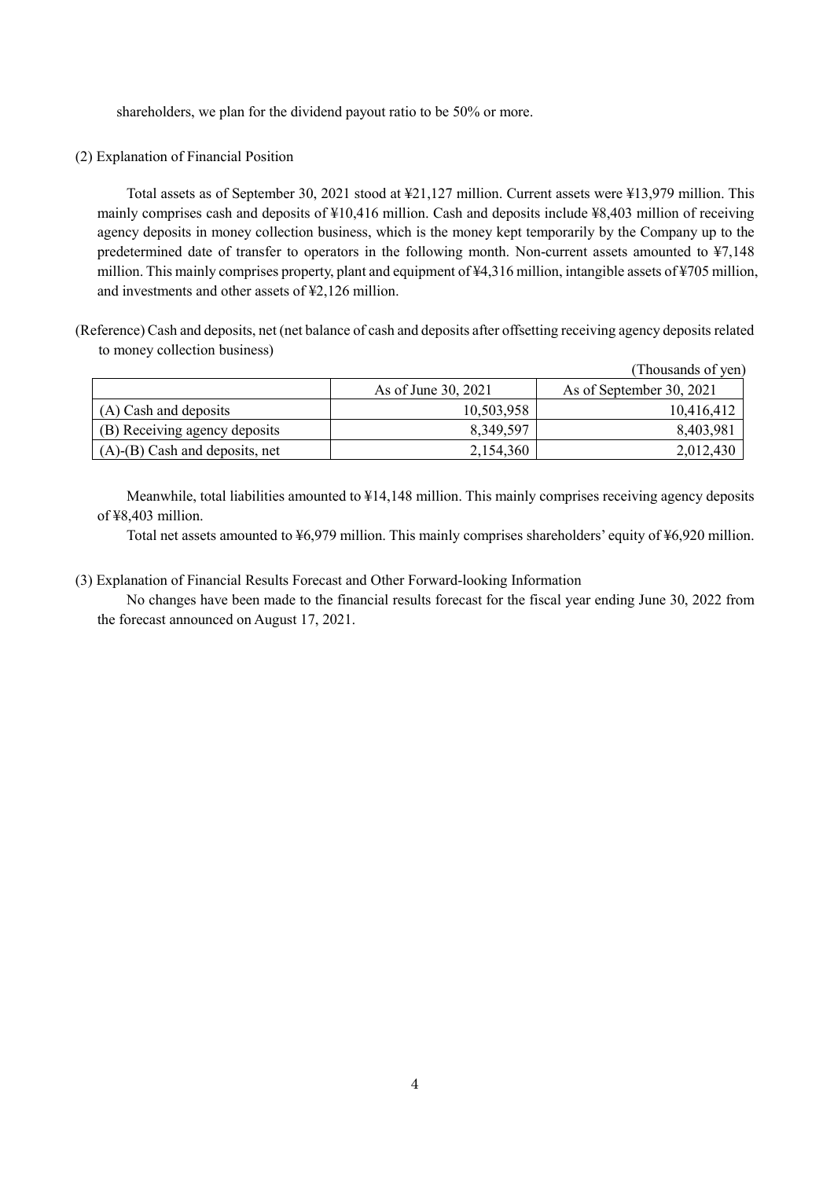shareholders, we plan for the dividend payout ratio to be 50% or more.

(2) Explanation of Financial Position

Total assets as of September 30, 2021 stood at ¥21,127 million. Current assets were ¥13,979 million. This mainly comprises cash and deposits of ¥10,416 million. Cash and deposits include ¥8,403 million of receiving agency deposits in money collection business, which is the money kept temporarily by the Company up to the predetermined date of transfer to operators in the following month. Non-current assets amounted to ¥7,148 million. This mainly comprises property, plant and equipment of ¥4,316 million, intangible assets of ¥705 million, and investments and other assets of ¥2,126 million.

(Reference) Cash and deposits, net (net balance of cash and deposits after offsetting receiving agency deposits related to money collection business)

(Thousands of yen)

| | As of June 30, 2021 | As of September 30, 2021 |
|---|---|---|
| (A) Cash and deposits | 10,503,958 | 10,416,412 |
| (B) Receiving agency deposits | 8,349,597 | 8,403,981 |
| (A)-(B) Cash and deposits, net | 2,154,360 | 2,012,430 |

Meanwhile, total liabilities amounted to ¥14,148 million. This mainly comprises receiving agency deposits of ¥8,403 million.

Total net assets amounted to ¥6,979 million. This mainly comprises shareholders' equity of ¥6,920 million.

(3) Explanation of Financial Results Forecast and Other Forward-looking Information

No changes have been made to the financial results forecast for the fiscal year ending June 30, 2022 from the forecast announced on August 17, 2021.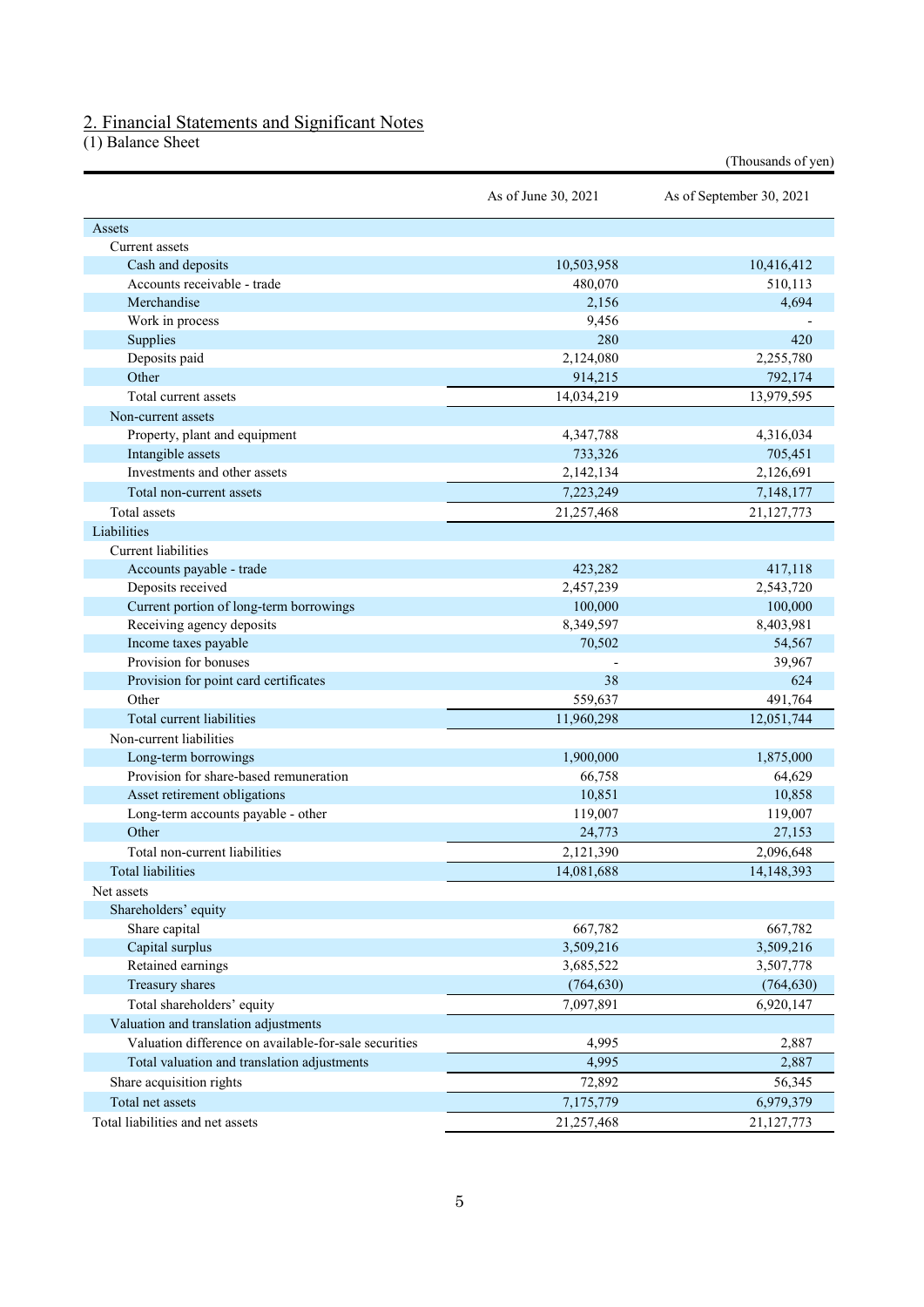## 2. Financial Statements and Significant Notes

(1) Balance Sheet

(Thousands of yen)

| | As of June 30, 2021 | As of September 30, 2021 |
|---|---|---|
| Assets | | |
| Current assets | | |
| Cash and deposits | 10,503,958 | 10,416,412 |
| Accounts receivable - trade | 480,070 | 510,113 |
| Merchandise | 2,156 | 4,694 |
| Work in process | 9,456 | - |
| Supplies | 280 | 420 |
| Deposits paid | 2,124,080 | 2,255,780 |
| Other | 914,215 | 792,174 |
| Total current assets | 14,034,219 | 13,979,595 |
| Non-current assets | | |
| Property, plant and equipment | 4,347,788 | 4,316,034 |
| Intangible assets | 733,326 | 705,451 |
| Investments and other assets | 2,142,134 | 2,126,691 |
| Total non-current assets | 7,223,249 | 7,148,177 |
| Total assets | 21,257,468 | 21,127,773 |
| Liabilities | | |
| Current liabilities | | |
| Accounts payable - trade | 423,282 | 417,118 |
| Deposits received | 2,457,239 | 2,543,720 |
| Current portion of long-term borrowings | 100,000 | 100,000 |
| Receiving agency deposits | 8,349,597 | 8,403,981 |
| Income taxes payable | 70,502 | 54,567 |
| Provision for bonuses | - | 39,967 |
| Provision for point card certificates | 38 | 624 |
| Other | 559,637 | 491,764 |
| Total current liabilities | 11,960,298 | 12,051,744 |
| Non-current liabilities | | |
| Long-term borrowings | 1,900,000 | 1,875,000 |
| Provision for share-based remuneration | 66,758 | 64,629 |
| Asset retirement obligations | 10,851 | 10,858 |
| Long-term accounts payable - other | 119,007 | 119,007 |
| Other | 24,773 | 27,153 |
| Total non-current liabilities | 2,121,390 | 2,096,648 |
| Total liabilities | 14,081,688 | 14,148,393 |
| Net assets | | |
| Shareholders’ equity | | |
| Share capital | 667,782 | 667,782 |
| Capital surplus | 3,509,216 | 3,509,216 |
| Retained earnings | 3,685,522 | 3,507,778 |
| Treasury shares | (764,630) | (764,630) |
| Total shareholders’ equity | 7,097,891 | 6,920,147 |
| Valuation and translation adjustments | | |
| Valuation difference on available-for-sale securities | 4,995 | 2,887 |
| Total valuation and translation adjustments | 4,995 | 2,887 |
| Share acquisition rights | 72,892 | 56,345 |
| Total net assets | 7,175,779 | 6,979,379 |
| Total liabilities and net assets | 21,257,468 | 21,127,773 |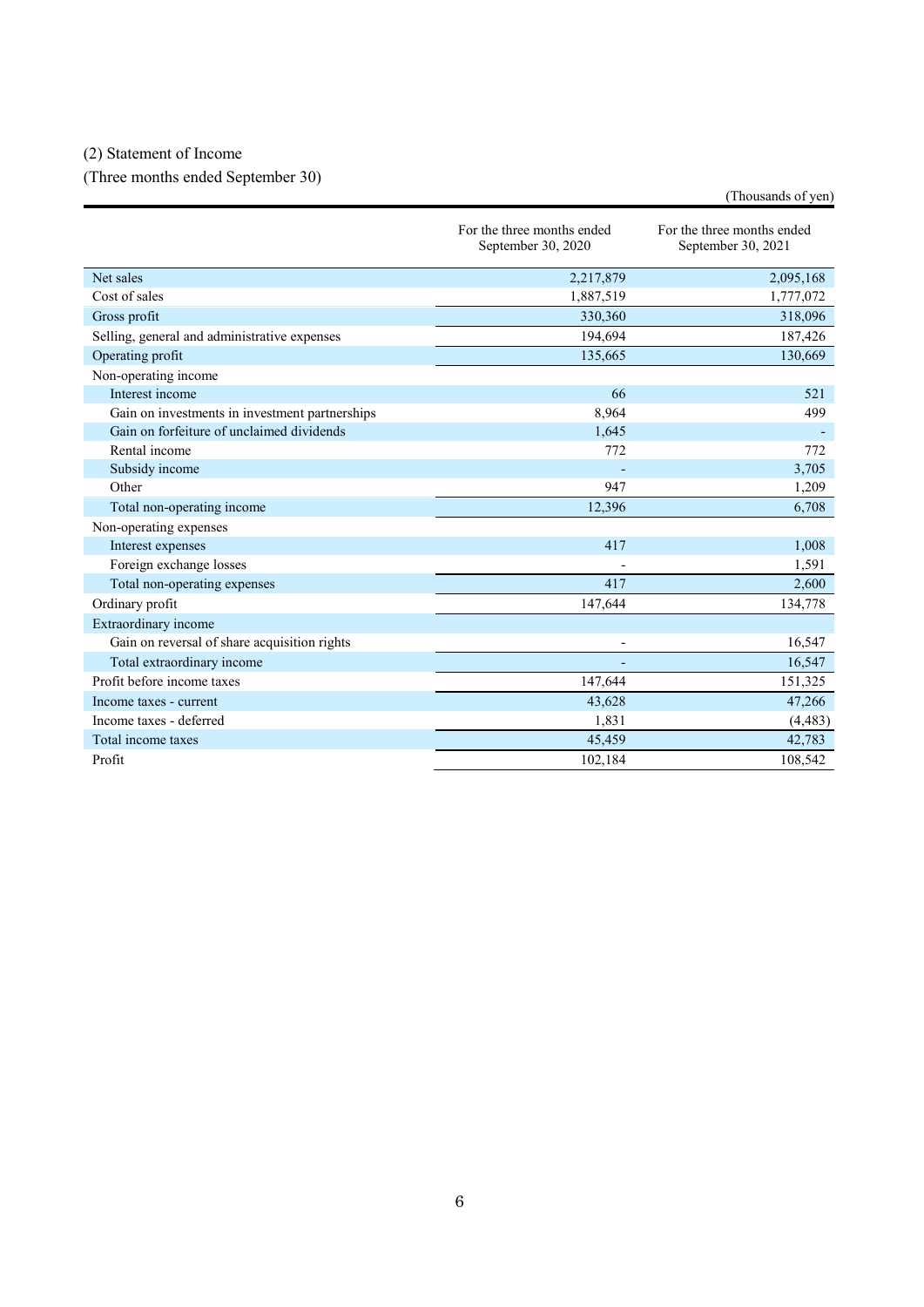## (2) Statement of Income

### (Three months ended September 30)

(Thousands of yen)

| | For the three months ended September 30, 2020 | For the three months ended September 30, 2021 |
|---|---|---|
| Net sales | 2,217,879 | 2,095,168 |
| Cost of sales | 1,887,519 | 1,777,072 |
| Gross profit | 330,360 | 318,096 |
| Selling, general and administrative expenses | 194,694 | 187,426 |
| Operating profit | 135,665 | 130,669 |
| Non-operating income | | |
| Interest income | 66 | 521 |
| Gain on investments in investment partnerships | 8,964 | 499 |
| Gain on forfeiture of unclaimed dividends | 1,645 | - |
| Rental income | 772 | 772 |
| Subsidy income | - | 3,705 |
| Other | 947 | 1,209 |
| Total non-operating income | 12,396 | 6,708 |
| Non-operating expenses | | |
| Interest expenses | 417 | 1,008 |
| Foreign exchange losses | - | 1,591 |
| Total non-operating expenses | 417 | 2,600 |
| Ordinary profit | 147,644 | 134,778 |
| Extraordinary income | | |
| Gain on reversal of share acquisition rights | - | 16,547 |
| Total extraordinary income | - | 16,547 |
| Profit before income taxes | 147,644 | 151,325 |
| Income taxes - current | 43,628 | 47,266 |
| Income taxes - deferred | 1,831 | (4,483) |
| Total income taxes | 45,459 | 42,783 |
| Profit | 102,184 | 108,542 |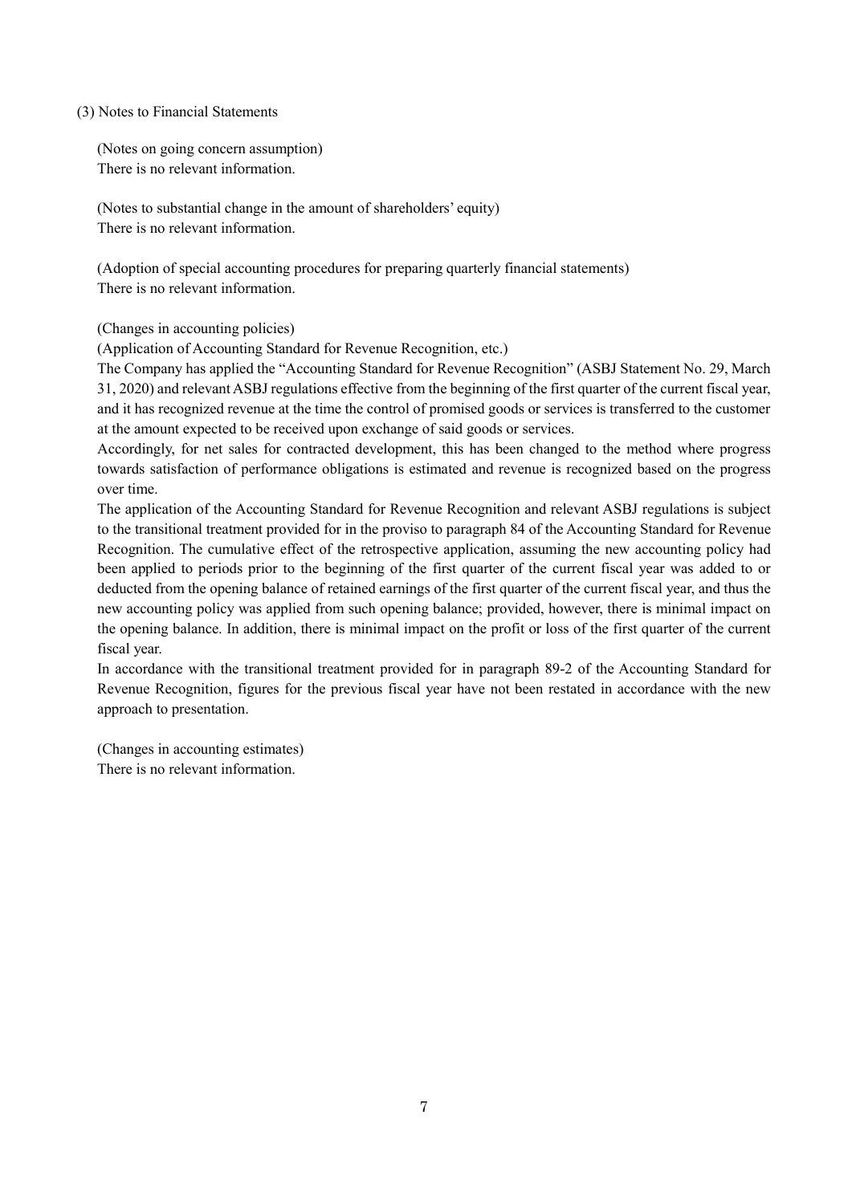### (3) Notes to Financial Statements

(Notes on going concern assumption)
There is no relevant information.

(Notes to substantial change in the amount of shareholders' equity)
There is no relevant information.

(Adoption of special accounting procedures for preparing quarterly financial statements)
There is no relevant information.

(Changes in accounting policies)
(Application of Accounting Standard for Revenue Recognition, etc.)
The Company has applied the "Accounting Standard for Revenue Recognition" (ASBJ Statement No. 29, March 31, 2020) and relevant ASBJ regulations effective from the beginning of the first quarter of the current fiscal year, and it has recognized revenue at the time the control of promised goods or services is transferred to the customer at the amount expected to be received upon exchange of said goods or services.
Accordingly, for net sales for contracted development, this has been changed to the method where progress towards satisfaction of performance obligations is estimated and revenue is recognized based on the progress over time.
The application of the Accounting Standard for Revenue Recognition and relevant ASBJ regulations is subject to the transitional treatment provided for in the proviso to paragraph 84 of the Accounting Standard for Revenue Recognition. The cumulative effect of the retrospective application, assuming the new accounting policy had been applied to periods prior to the beginning of the first quarter of the current fiscal year was added to or deducted from the opening balance of retained earnings of the first quarter of the current fiscal year, and thus the new accounting policy was applied from such opening balance; provided, however, there is minimal impact on the opening balance. In addition, there is minimal impact on the profit or loss of the first quarter of the current fiscal year.
In accordance with the transitional treatment provided for in paragraph 89-2 of the Accounting Standard for Revenue Recognition, figures for the previous fiscal year have not been restated in accordance with the new approach to presentation.

(Changes in accounting estimates)
There is no relevant information.